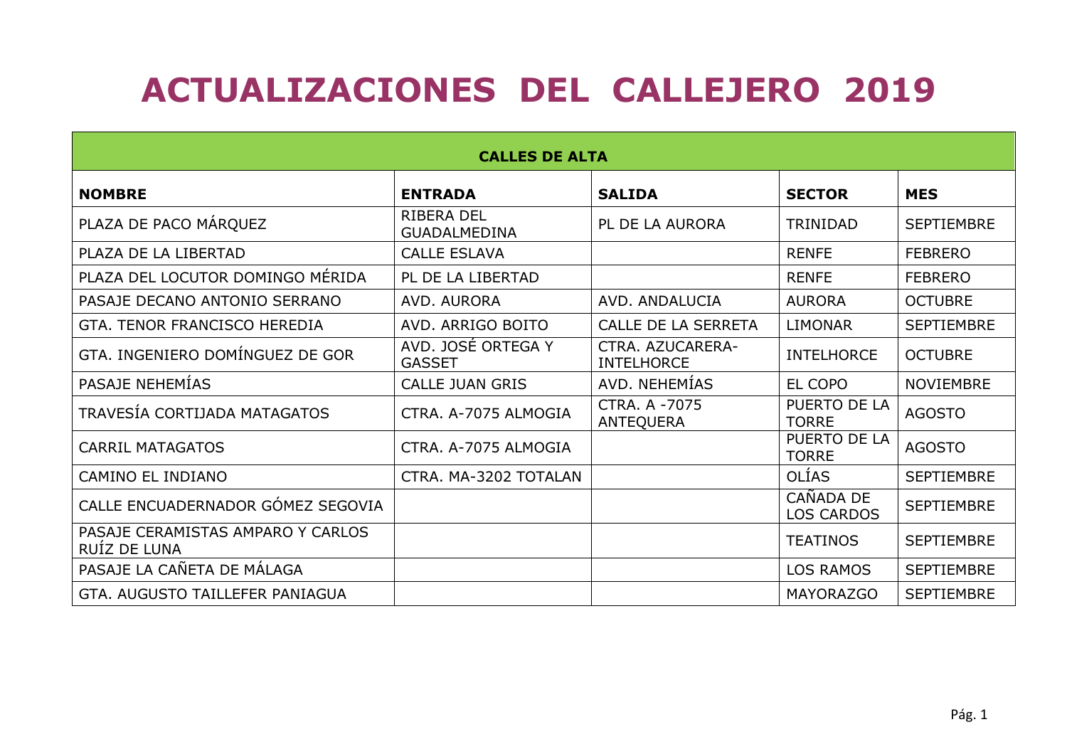# ACTUALIZACIONES DEL CALLEJERO 2019

| CALLES DE ALTA | | | | |
|---|---|---|---|---|
| **NOMBRE** | **ENTRADA** | **SALIDA** | **SECTOR** | **MES** |
| PLAZA DE PACO MÁRQUEZ | RIBERA DEL GUADALMEDINA | PL DE LA AURORA | TRINIDAD | SEPTIEMBRE |
| PLAZA DE LA LIBERTAD | CALLE ESLAVA | | RENFE | FEBRERO |
| PLAZA DEL LOCUTOR DOMINGO MÉRIDA | PL DE LA LIBERTAD | | RENFE | FEBRERO |
| PASAJE DECANO ANTONIO SERRANO | AVD. AURORA | AVD. ANDALUCIA | AURORA | OCTUBRE |
| GTA. TENOR FRANCISCO HEREDIA | AVD. ARRIGO BOITO | CALLE DE LA SERRETA | LIMONAR | SEPTIEMBRE |
| GTA. INGENIERO DOMÍNGUEZ DE GOR | AVD. JOSÉ ORTEGA Y GASSET | CTRA. AZUCARERA-INTELHORCE | INTELHORCE | OCTUBRE |
| PASAJE NEHEMÍAS | CALLE JUAN GRIS | AVD. NEHEMÍAS | EL COPO | NOVIEMBRE |
| TRAVESÍA CORTIJADA MATAGATOS | CTRA. A-7075 ALMOGIA | CTRA. A -7075 ANTEQUERA | PUERTO DE LA TORRE | AGOSTO |
| CARRIL MATAGATOS | CTRA. A-7075 ALMOGIA | | PUERTO DE LA TORRE | AGOSTO |
| CAMINO EL INDIANO | CTRA. MA-3202 TOTALAN | | OLÍAS | SEPTIEMBRE |
| CALLE ENCUADERNADOR GÓMEZ SEGOVIA | | | CAÑADA DE LOS CARDOS | SEPTIEMBRE |
| PASAJE CERAMISTAS AMPARO Y CARLOS RUÍZ DE LUNA | | | TEATINOS | SEPTIEMBRE |
| PASAJE LA CAÑETA DE MÁLAGA | | | LOS RAMOS | SEPTIEMBRE |
| GTA. AUGUSTO TAILLEFER PANIAGUA | | | MAYORAZGO | SEPTIEMBRE |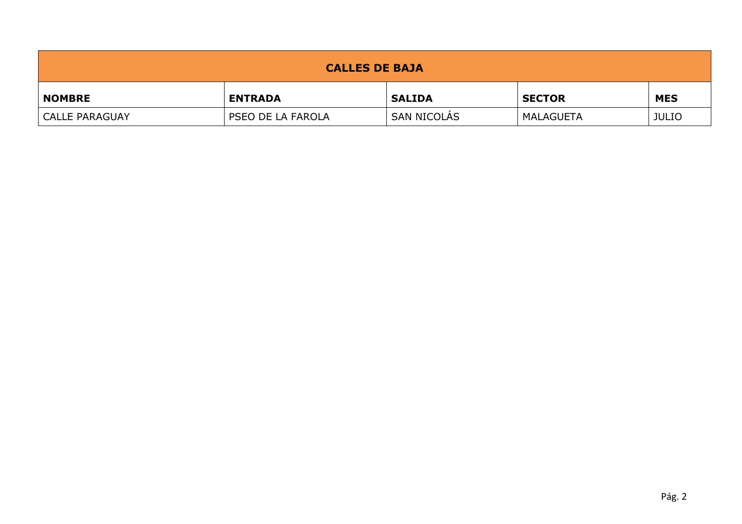| CALLES DE BAJA | | | | |
|---|---|---|---|---|
| **NOMBRE** | **ENTRADA** | **SALIDA** | **SECTOR** | **MES** |
| CALLE PARAGUAY | PSEO DE LA FAROLA | SAN NICOLÁS | MALAGUETA | JULIO |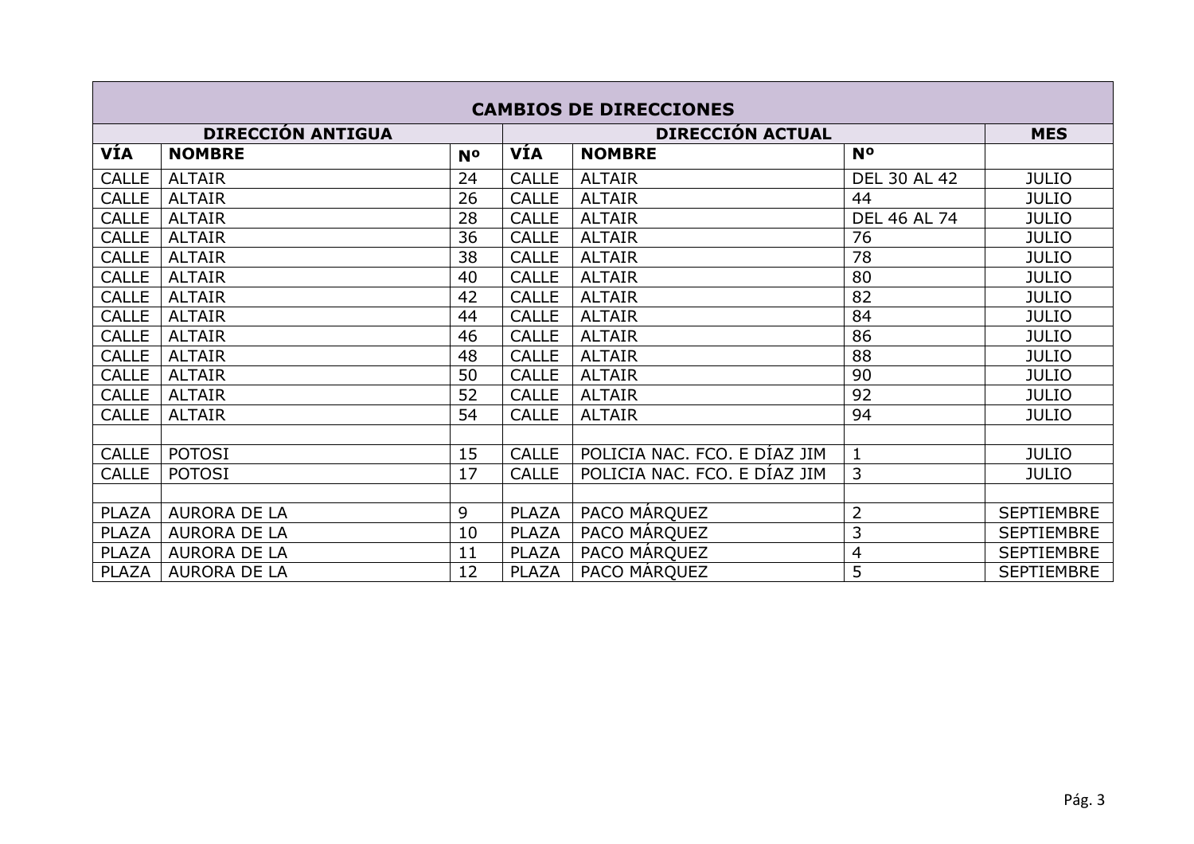| CAMBIOS DE DIRECCIONES | | | | | | |
|---|---|---|---|---|---|---|
| DIRECCIÓN ANTIGUA | | | DIRECCIÓN ACTUAL | | | MES |
| **VÍA** | **NOMBRE** | **Nº** | **VÍA** | **NOMBRE** | **Nº** | |
| CALLE | ALTAIR | 24 | CALLE | ALTAIR | DEL 30 AL 42 | JULIO |
| CALLE | ALTAIR | 26 | CALLE | ALTAIR | 44 | JULIO |
| CALLE | ALTAIR | 28 | CALLE | ALTAIR | DEL 46 AL 74 | JULIO |
| CALLE | ALTAIR | 36 | CALLE | ALTAIR | 76 | JULIO |
| CALLE | ALTAIR | 38 | CALLE | ALTAIR | 78 | JULIO |
| CALLE | ALTAIR | 40 | CALLE | ALTAIR | 80 | JULIO |
| CALLE | ALTAIR | 42 | CALLE | ALTAIR | 82 | JULIO |
| CALLE | ALTAIR | 44 | CALLE | ALTAIR | 84 | JULIO |
| CALLE | ALTAIR | 46 | CALLE | ALTAIR | 86 | JULIO |
| CALLE | ALTAIR | 48 | CALLE | ALTAIR | 88 | JULIO |
| CALLE | ALTAIR | 50 | CALLE | ALTAIR | 90 | JULIO |
| CALLE | ALTAIR | 52 | CALLE | ALTAIR | 92 | JULIO |
| CALLE | ALTAIR | 54 | CALLE | ALTAIR | 94 | JULIO |
| | | | | | | |
| CALLE | POTOSI | 15 | CALLE | POLICIA NAC. FCO. E DÍAZ JIM | 1 | JULIO |
| CALLE | POTOSI | 17 | CALLE | POLICIA NAC. FCO. E DÍAZ JIM | 3 | JULIO |
| | | | | | | |
| PLAZA | AURORA DE LA | 9 | PLAZA | PACO MÁRQUEZ | 2 | SEPTIEMBRE |
| PLAZA | AURORA DE LA | 10 | PLAZA | PACO MÁRQUEZ | 3 | SEPTIEMBRE |
| PLAZA | AURORA DE LA | 11 | PLAZA | PACO MÁRQUEZ | 4 | SEPTIEMBRE |
| PLAZA | AURORA DE LA | 12 | PLAZA | PACO MÁRQUEZ | 5 | SEPTIEMBRE |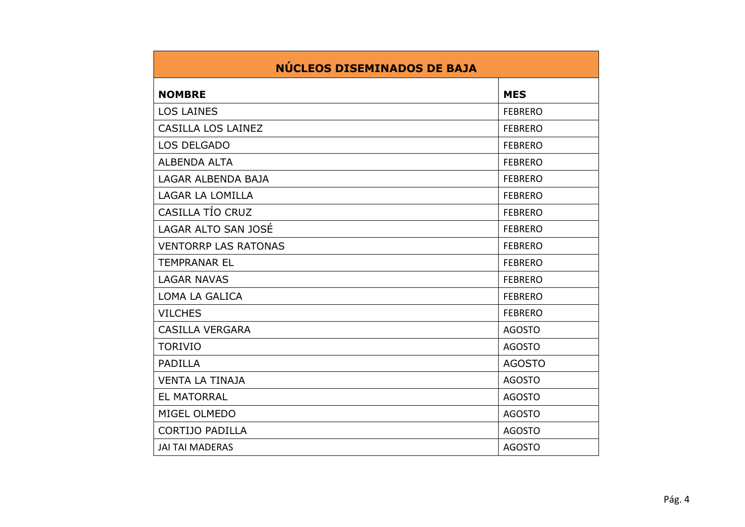| NÚCLEOS DISEMINADOS DE BAJA | |
|---|---|
| **NOMBRE** | **MES** |
| LOS LAINES | FEBRERO |
| CASILLA LOS LAINEZ | FEBRERO |
| LOS DELGADO | FEBRERO |
| ALBENDA ALTA | FEBRERO |
| LAGAR ALBENDA BAJA | FEBRERO |
| LAGAR LA LOMILLA | FEBRERO |
| CASILLA TÍO CRUZ | FEBRERO |
| LAGAR ALTO SAN JOSÉ | FEBRERO |
| VENTORRP LAS RATONAS | FEBRERO |
| TEMPRANAR EL | FEBRERO |
| LAGAR NAVAS | FEBRERO |
| LOMA LA GALICA | FEBRERO |
| VILCHES | FEBRERO |
| CASILLA VERGARA | AGOSTO |
| TORIVIO | AGOSTO |
| PADILLA | AGOSTO |
| VENTA LA TINAJA | AGOSTO |
| EL MATORRAL | AGOSTO |
| MIGEL OLMEDO | AGOSTO |
| CORTIJO PADILLA | AGOSTO |
| JAI TAI MADERAS | AGOSTO |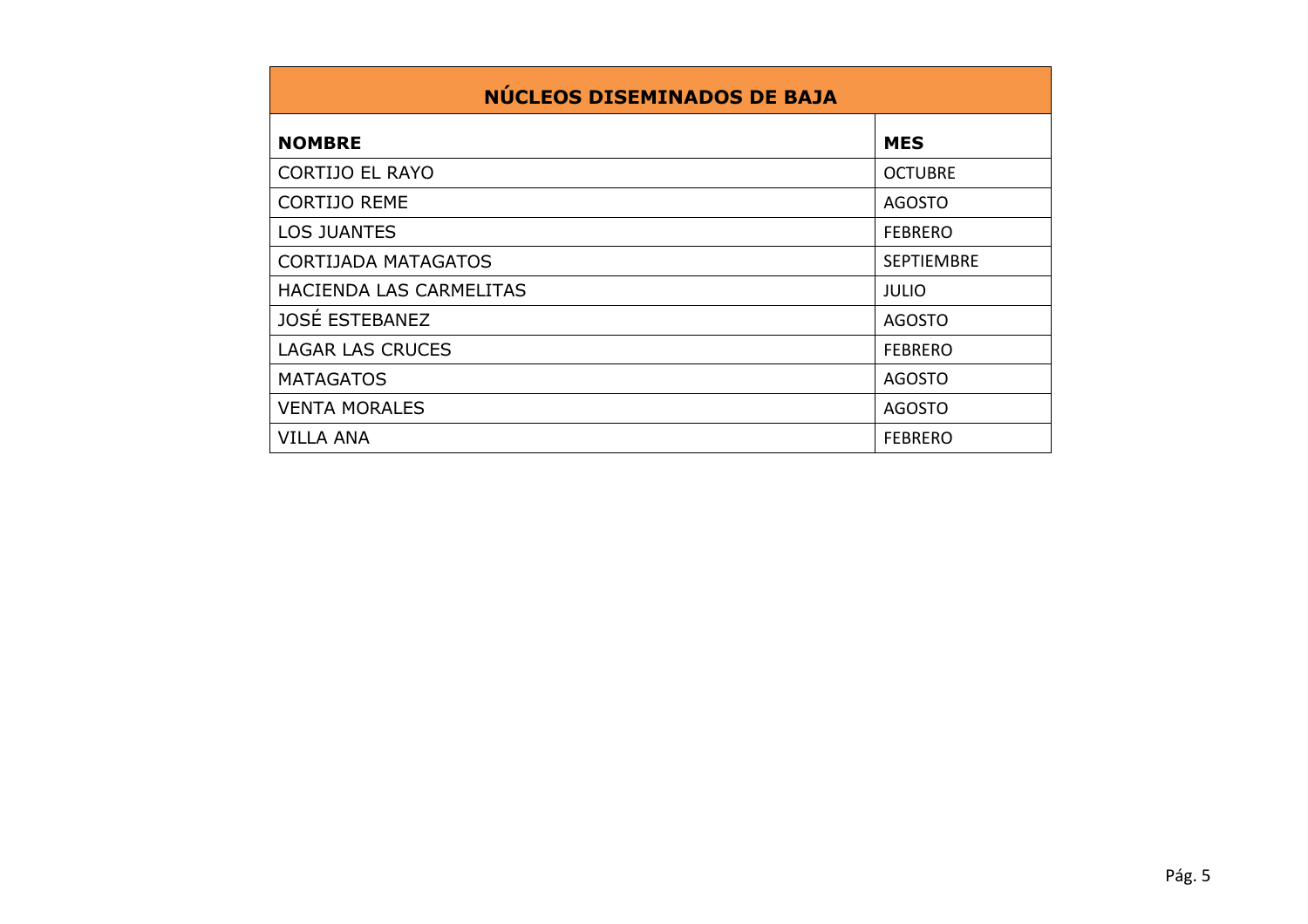| NÚCLEOS DISEMINADOS DE BAJA | |
|---|---|
| **NOMBRE** | **MES** |
| CORTIJO EL RAYO | OCTUBRE |
| CORTIJO REME | AGOSTO |
| LOS JUANTES | FEBRERO |
| CORTIJADA MATAGATOS | SEPTIEMBRE |
| HACIENDA LAS CARMELITAS | JULIO |
| JOSÉ ESTEBANEZ | AGOSTO |
| LAGAR LAS CRUCES | FEBRERO |
| MATAGATOS | AGOSTO |
| VENTA MORALES | AGOSTO |
| VILLA ANA | FEBRERO |